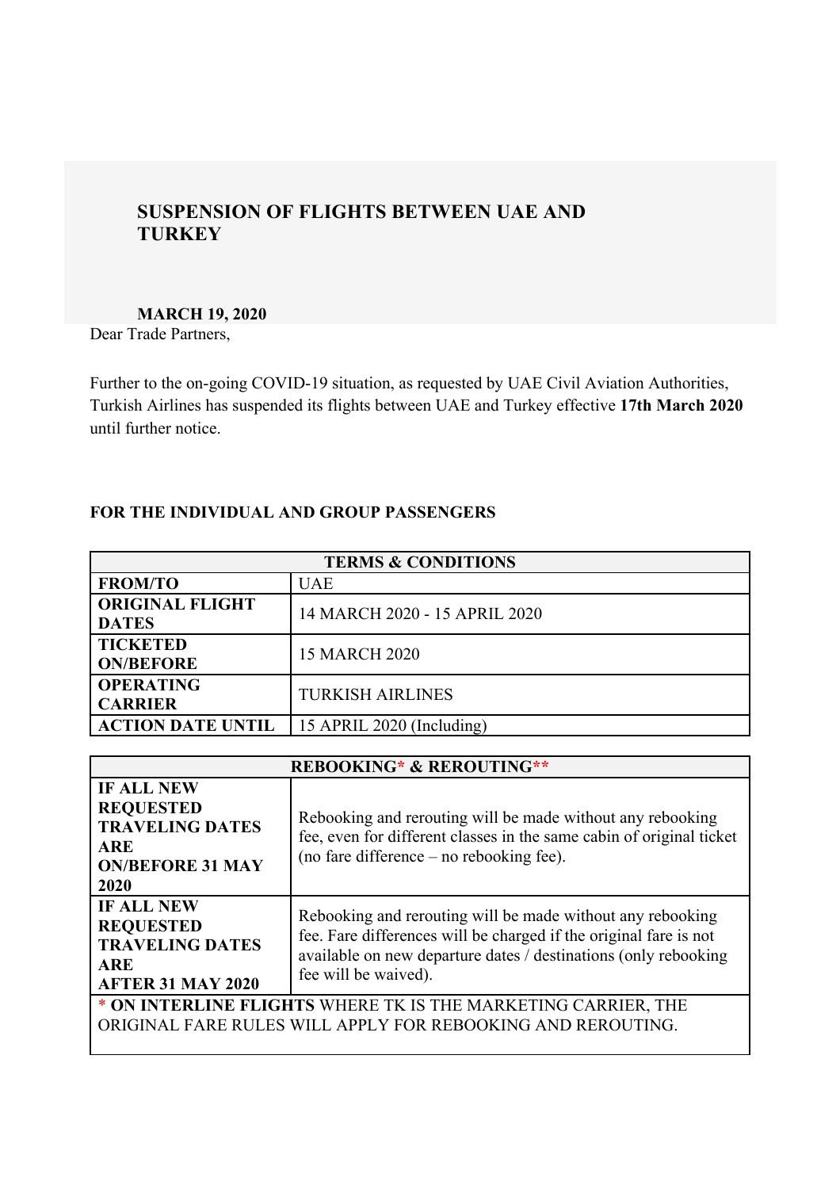# SUSPENSION OF FLIGHTS BETWEEN UAE AND TURKEY

**MARCH 19, 2020**

Dear Trade Partners,

Further to the on-going COVID-19 situation, as requested by UAE Civil Aviation Authorities, Turkish Airlines has suspended its flights between UAE and Turkey effective **17th March 2020** until further notice.

**FOR THE INDIVIDUAL AND GROUP PASSENGERS**

| TERMS & CONDITIONS | |
|---|---|
| **FROM/TO** | UAE |
| **ORIGINAL FLIGHT DATES** | 14 MARCH 2020 - 15 APRIL 2020 |
| **TICKETED ON/BEFORE** | 15 MARCH 2020 |
| **OPERATING CARRIER** | TURKISH AIRLINES |
| **ACTION DATE UNTIL** | 15 APRIL 2020 (Including) |

| REBOOKING* & REROUTING** | |
|---|---|
| **IF ALL NEW REQUESTED TRAVELING DATES ARE ON/BEFORE 31 MAY 2020** | Rebooking and rerouting will be made without any rebooking fee, even for different classes in the same cabin of original ticket (no fare difference – no rebooking fee). |
| **IF ALL NEW REQUESTED TRAVELING DATES ARE AFTER 31 MAY 2020** | Rebooking and rerouting will be made without any rebooking fee. Fare differences will be charged if the original fare is not available on new departure dates / destinations (only rebooking fee will be waived). |
| * **ON INTERLINE FLIGHTS** WHERE TK IS THE MARKETING CARRIER, THE ORIGINAL FARE RULES WILL APPLY FOR REBOOKING AND REROUTING. | |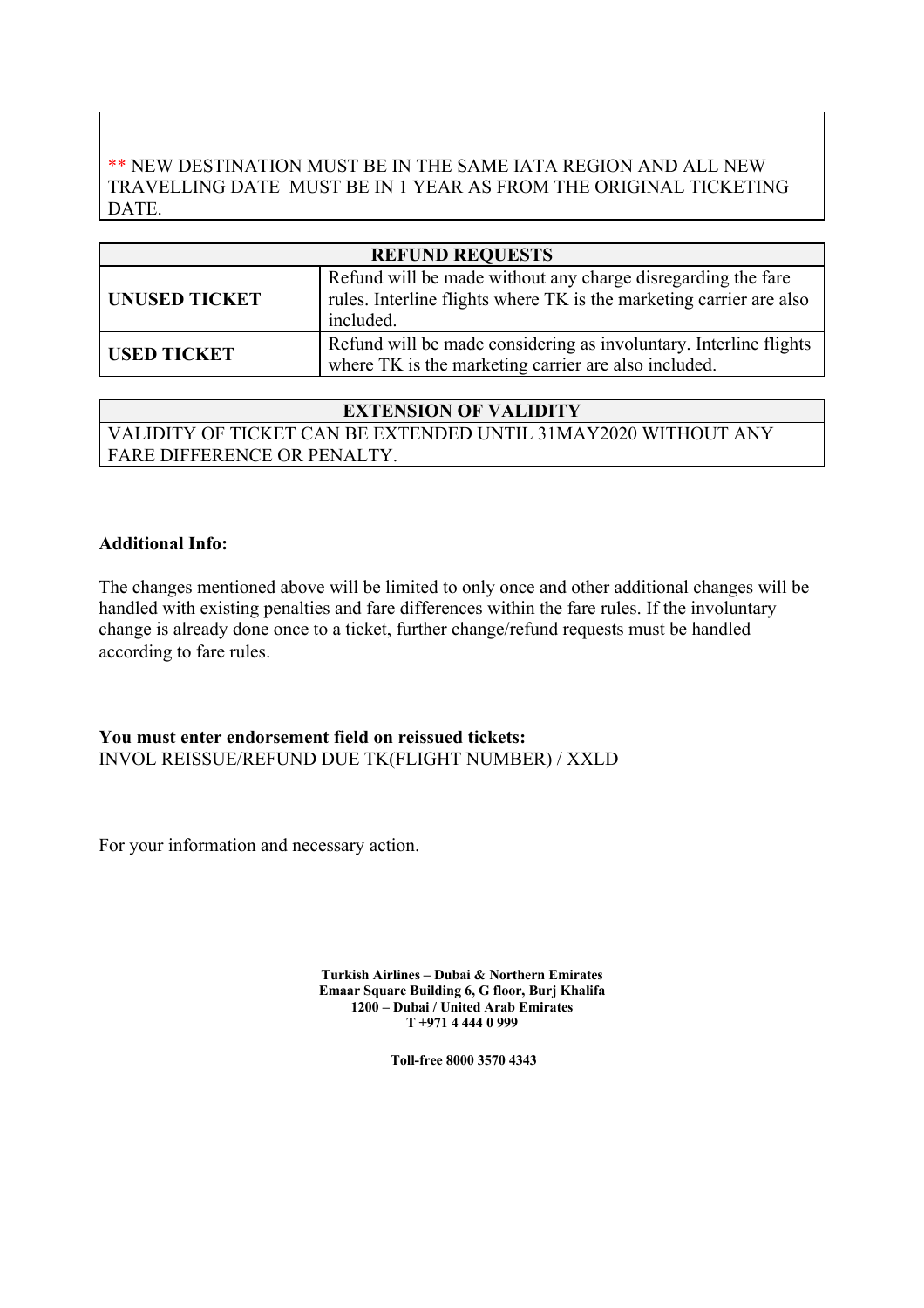** NEW DESTINATION MUST BE IN THE SAME IATA REGION AND ALL NEW TRAVELLING DATE MUST BE IN 1 YEAR AS FROM THE ORIGINAL TICKETING DATE.

| REFUND REQUESTS | |
|---|---|
| **UNUSED TICKET** | Refund will be made without any charge disregarding the fare rules. Interline flights where TK is the marketing carrier are also included. |
| **USED TICKET** | Refund will be made considering as involuntary. Interline flights where TK is the marketing carrier are also included. |

| EXTENSION OF VALIDITY |
|---|
| VALIDITY OF TICKET CAN BE EXTENDED UNTIL 31MAY2020 WITHOUT ANY FARE DIFFERENCE OR PENALTY. |

**Additional Info:**

The changes mentioned above will be limited to only once and other additional changes will be handled with existing penalties and fare differences within the fare rules. If the involuntary change is already done once to a ticket, further change/refund requests must be handled according to fare rules.

**You must enter endorsement field on reissued tickets:**
INVOL REISSUE/REFUND DUE TK(FLIGHT NUMBER) / XXLD

For your information and necessary action.

**Turkish Airlines – Dubai & Northern Emirates**
**Emaar Square Building 6, G floor, Burj Khalifa**
**1200 – Dubai / United Arab Emirates**
**T +971 4 444 0 999**

**Toll-free 8000 3570 4343**